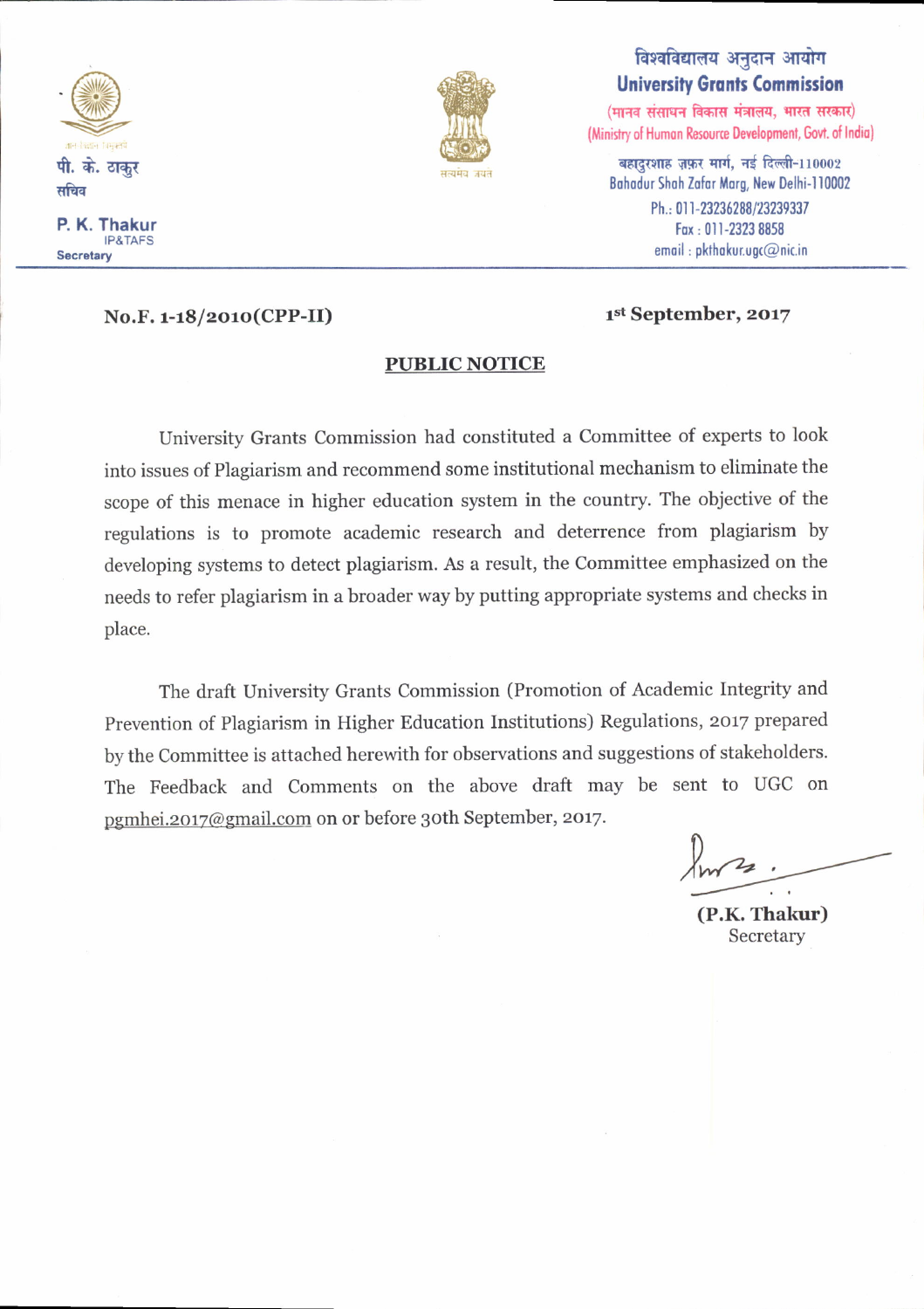पी. के. ठाकुर
सचिव

**P. K. Thakur**
IP&TAFS
**Secretary**

विश्वविद्यालय अनुदान आयोग
**University Grants Commission**
(मानव संसाधन विकास मंत्रालय, भारत सरकार)
(Ministry of Human Resource Development, Govt. of India)

बहादुरशाह ज़फ़र मार्ग, नई दिल्ली-110002
Bahadur Shah Zafar Marg, New Delhi-110002
Ph.: 011-23236288/23239337
Fax : 011-2323 8858
email : pkthakur.ugc@nic.in

**No.F. 1-18/2010(CPP-II)** **1st September, 2017**

## PUBLIC NOTICE

University Grants Commission had constituted a Committee of experts to look into issues of Plagiarism and recommend some institutional mechanism to eliminate the scope of this menace in higher education system in the country. The objective of the regulations is to promote academic research and deterrence from plagiarism by developing systems to detect plagiarism. As a result, the Committee emphasized on the needs to refer plagiarism in a broader way by putting appropriate systems and checks in place.

The draft University Grants Commission (Promotion of Academic Integrity and Prevention of Plagiarism in Higher Education Institutions) Regulations, 2017 prepared by the Committee is attached herewith for observations and suggestions of stakeholders. The Feedback and Comments on the above draft may be sent to UGC on pgmhei.2017@gmail.com on or before 30th September, 2017.

**(P.K. Thakur)**
Secretary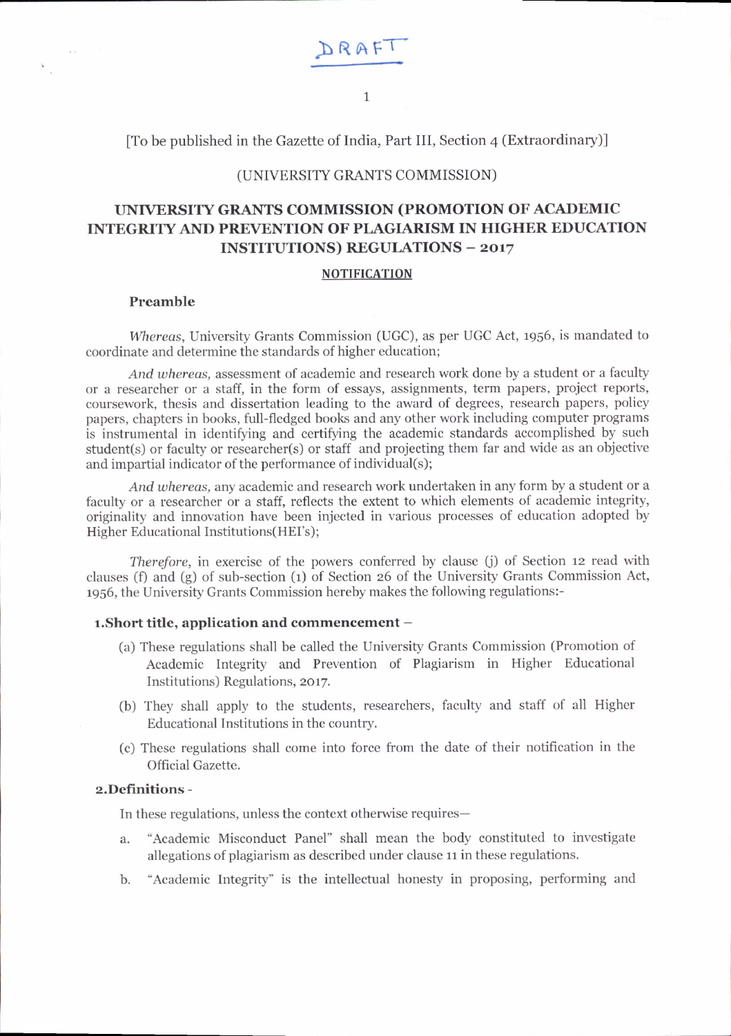DRAFT

[To be published in the Gazette of India, Part III, Section 4 (Extraordinary)]

(UNIVERSITY GRANTS COMMISSION)

# UNIVERSITY GRANTS COMMISSION (PROMOTION OF ACADEMIC INTEGRITY AND PREVENTION OF PLAGIARISM IN HIGHER EDUCATION INSTITUTIONS) REGULATIONS – 2017

**NOTIFICATION**

### Preamble

*Whereas*, University Grants Commission (UGC), as per UGC Act, 1956, is mandated to coordinate and determine the standards of higher education;

*And whereas*, assessment of academic and research work done by a student or a faculty or a researcher or a staff, in the form of essays, assignments, term papers, project reports, coursework, thesis and dissertation leading to the award of degrees, research papers, policy papers, chapters in books, full-fledged books and any other work including computer programs is instrumental in identifying and certifying the academic standards accomplished by such student(s) or faculty or researcher(s) or staff and projecting them far and wide as an objective and impartial indicator of the performance of individual(s);

*And whereas*, any academic and research work undertaken in any form by a student or a faculty or a researcher or a staff, reflects the extent to which elements of academic integrity, originality and innovation have been injected in various processes of education adopted by Higher Educational Institutions(HEI's);

*Therefore*, in exercise of the powers conferred by clause (j) of Section 12 read with clauses (f) and (g) of sub-section (1) of Section 26 of the University Grants Commission Act, 1956, the University Grants Commission hereby makes the following regulations:-

### 1.Short title, application and commencement –

(a) These regulations shall be called the University Grants Commission (Promotion of Academic Integrity and Prevention of Plagiarism in Higher Educational Institutions) Regulations, 2017.

(b) They shall apply to the students, researchers, faculty and staff of all Higher Educational Institutions in the country.

(c) These regulations shall come into force from the date of their notification in the Official Gazette.

### 2.Definitions -

In these regulations, unless the context otherwise requires—

a. "Academic Misconduct Panel" shall mean the body constituted to investigate allegations of plagiarism as described under clause 11 in these regulations.

b. "Academic Integrity" is the intellectual honesty in proposing, performing and